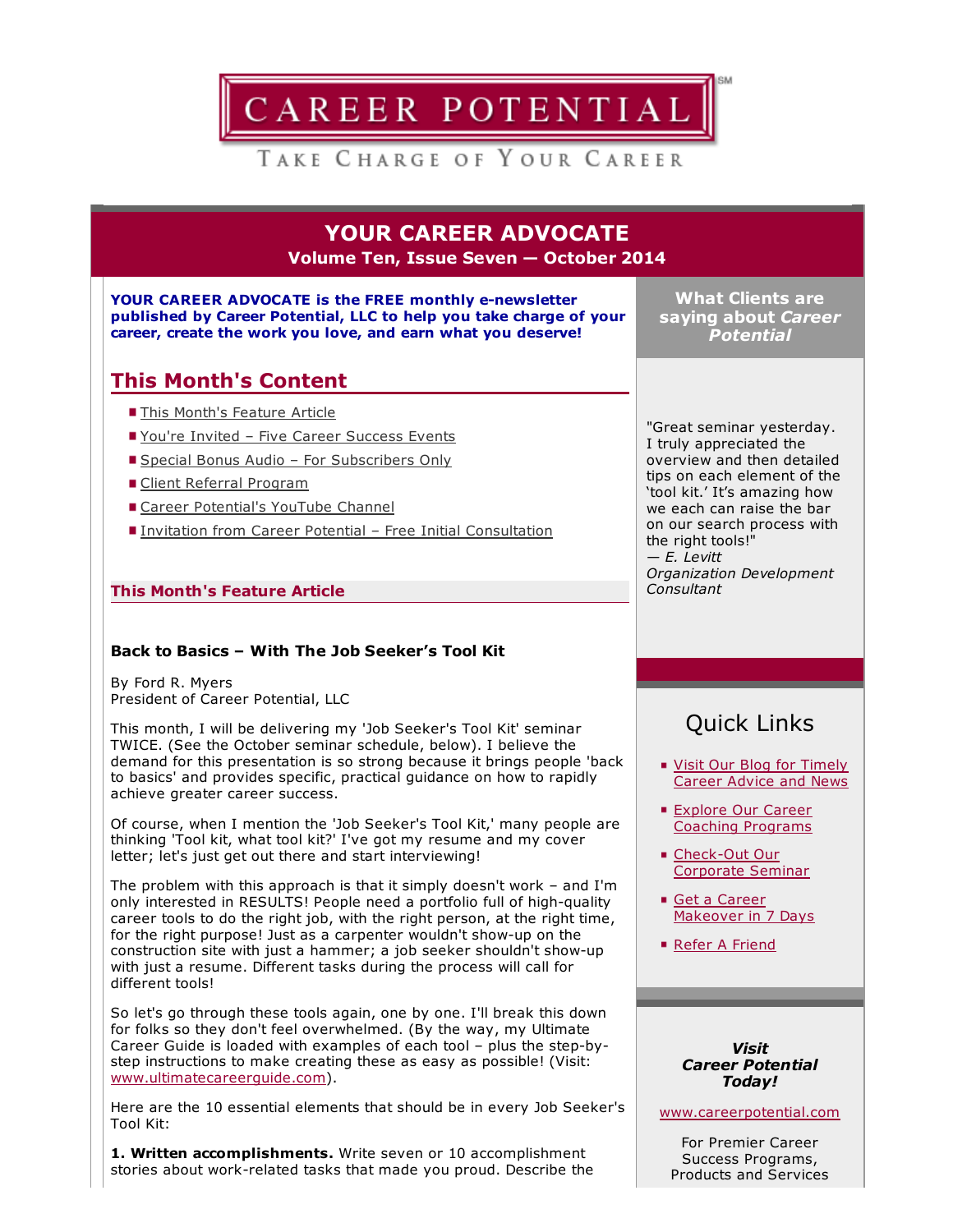# CAREER POTENTIAL[SM]

TAKE CHARGE OF YOUR CAREER

## YOUR CAREER ADVOCATE

**Volume Ten, Issue Seven — October 2014**

**YOUR CAREER ADVOCATE is the FREE monthly e-newsletter published by Career Potential, LLC to help you take charge of your career, create the work you love, and earn what you deserve!**

## This Month's Content

- This Month's Feature Article
- You're Invited – Five Career Success Events
- Special Bonus Audio – For Subscribers Only
- Client Referral Program
- Career Potential's YouTube Channel
- Invitation from Career Potential – Free Initial Consultation

### This Month's Feature Article

**Back to Basics – With The Job Seeker's Tool Kit**

By Ford R. Myers
President of Career Potential, LLC

This month, I will be delivering my 'Job Seeker's Tool Kit' seminar TWICE. (See the October seminar schedule, below). I believe the demand for this presentation is so strong because it brings people 'back to basics' and provides specific, practical guidance on how to rapidly achieve greater career success.

Of course, when I mention the 'Job Seeker's Tool Kit,' many people are thinking 'Tool kit, what tool kit?' I've got my resume and my cover letter; let's just get out there and start interviewing!

The problem with this approach is that it simply doesn't work – and I'm only interested in RESULTS! People need a portfolio full of high-quality career tools to do the right job, with the right person, at the right time, for the right purpose! Just as a carpenter wouldn't show-up on the construction site with just a hammer; a job seeker shouldn't show-up with just a resume. Different tasks during the process will call for different tools!

So let's go through these tools again, one by one. I'll break this down for folks so they don't feel overwhelmed. (By the way, my Ultimate Career Guide is loaded with examples of each tool – plus the step-by-step instructions to make creating these as easy as possible! (Visit: www.ultimatecareerguide.com).

Here are the 10 essential elements that should be in every Job Seeker's Tool Kit:

**1. Written accomplishments.** Write seven or 10 accomplishment stories about work-related tasks that made you proud. Describe the

### What Clients are saying about *Career Potential*

"Great seminar yesterday. I truly appreciated the overview and then detailed tips on each element of the 'tool kit.' It's amazing how we each can raise the bar on our search process with the right tools!"
*— E. Levitt*
*Organization Development Consultant*

### Quick Links

- Visit Our Blog for Timely Career Advice and News
- Explore Our Career Coaching Programs
- Check-Out Our Corporate Seminar
- Get a Career Makeover in 7 Days
- Refer A Friend

***Visit Career Potential Today!***

www.careerpotential.com

For Premier Career Success Programs, Products and Services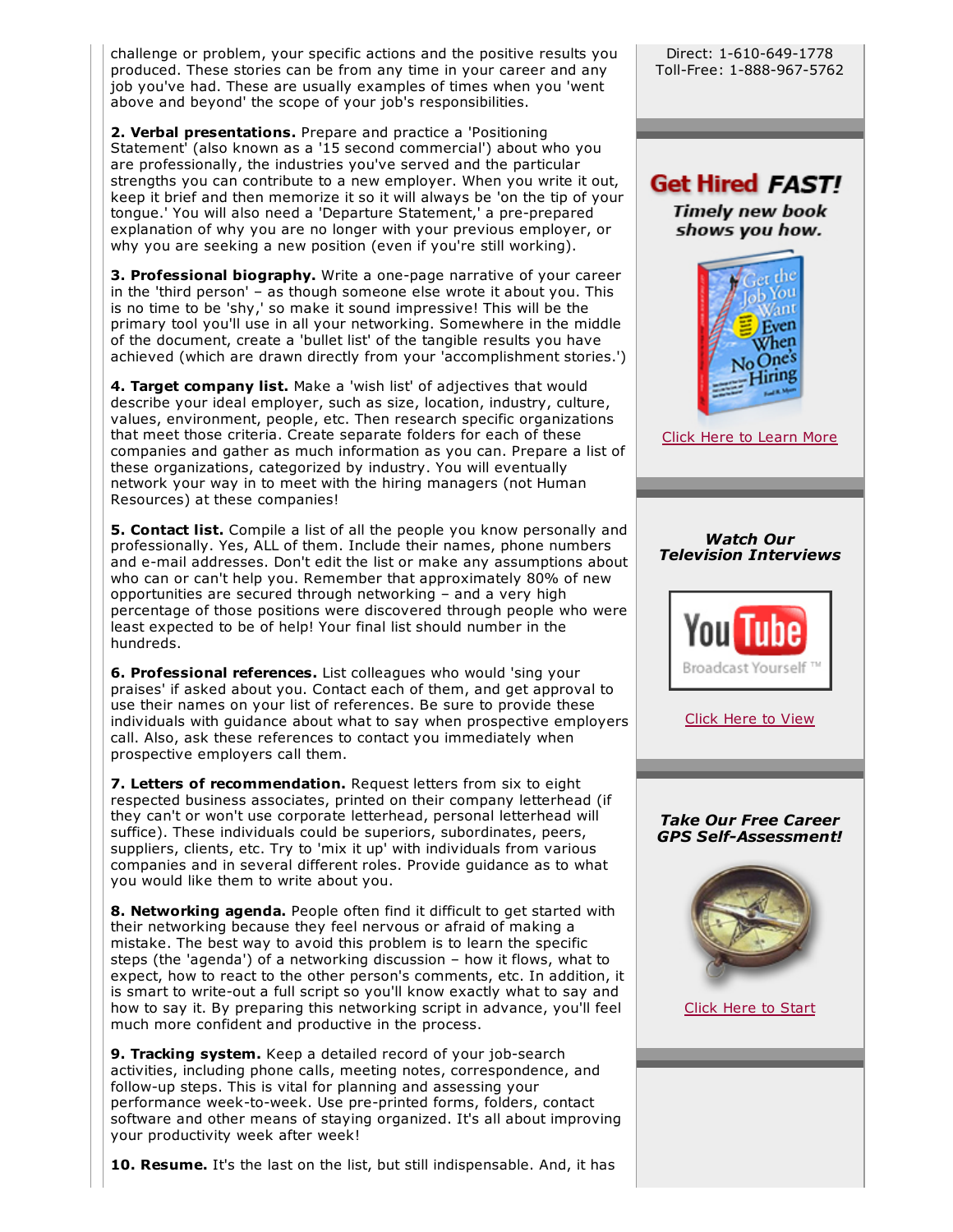challenge or problem, your specific actions and the positive results you produced. These stories can be from any time in your career and any job you've had. These are usually examples of times when you 'went above and beyond' the scope of your job's responsibilities.

**2. Verbal presentations.** Prepare and practice a 'Positioning Statement' (also known as a '15 second commercial') about who you are professionally, the industries you've served and the particular strengths you can contribute to a new employer. When you write it out, keep it brief and then memorize it so it will always be 'on the tip of your tongue.' You will also need a 'Departure Statement,' a pre-prepared explanation of why you are no longer with your previous employer, or why you are seeking a new position (even if you're still working).

**3. Professional biography.** Write a one-page narrative of your career in the 'third person' – as though someone else wrote it about you. This is no time to be 'shy,' so make it sound impressive! This will be the primary tool you'll use in all your networking. Somewhere in the middle of the document, create a 'bullet list' of the tangible results you have achieved (which are drawn directly from your 'accomplishment stories.')

**4. Target company list.** Make a 'wish list' of adjectives that would describe your ideal employer, such as size, location, industry, culture, values, environment, people, etc. Then research specific organizations that meet those criteria. Create separate folders for each of these companies and gather as much information as you can. Prepare a list of these organizations, categorized by industry. You will eventually network your way in to meet with the hiring managers (not Human Resources) at these companies!

**5. Contact list.** Compile a list of all the people you know personally and professionally. Yes, ALL of them. Include their names, phone numbers and e-mail addresses. Don't edit the list or make any assumptions about who can or can't help you. Remember that approximately 80% of new opportunities are secured through networking – and a very high percentage of those positions were discovered through people who were least expected to be of help! Your final list should number in the hundreds.

**6. Professional references.** List colleagues who would 'sing your praises' if asked about you. Contact each of them, and get approval to use their names on your list of references. Be sure to provide these individuals with guidance about what to say when prospective employers call. Also, ask these references to contact you immediately when prospective employers call them.

**7. Letters of recommendation.** Request letters from six to eight respected business associates, printed on their company letterhead (if they can't or won't use corporate letterhead, personal letterhead will suffice). These individuals could be superiors, subordinates, peers, suppliers, clients, etc. Try to 'mix it up' with individuals from various companies and in several different roles. Provide guidance as to what you would like them to write about you.

**8. Networking agenda.** People often find it difficult to get started with their networking because they feel nervous or afraid of making a mistake. The best way to avoid this problem is to learn the specific steps (the 'agenda') of a networking discussion – how it flows, what to expect, how to react to the other person's comments, etc. In addition, it is smart to write-out a full script so you'll know exactly what to say and how to say it. By preparing this networking script in advance, you'll feel much more confident and productive in the process.

**9. Tracking system.** Keep a detailed record of your job-search activities, including phone calls, meeting notes, correspondence, and follow-up steps. This is vital for planning and assessing your performance week-to-week. Use pre-printed forms, folders, contact software and other means of staying organized. It's all about improving your productivity week after week!

**10. Resume.** It's the last on the list, but still indispensable. And, it has

Direct: 1-610-649-1778
Toll-Free: 1-888-967-5762

**Get Hired *FAST!***

***Timely new book shows you how.***

Click Here to Learn More

***Watch Our Television Interviews***

Click Here to View

***Take Our Free Career GPS Self-Assessment!***

Click Here to Start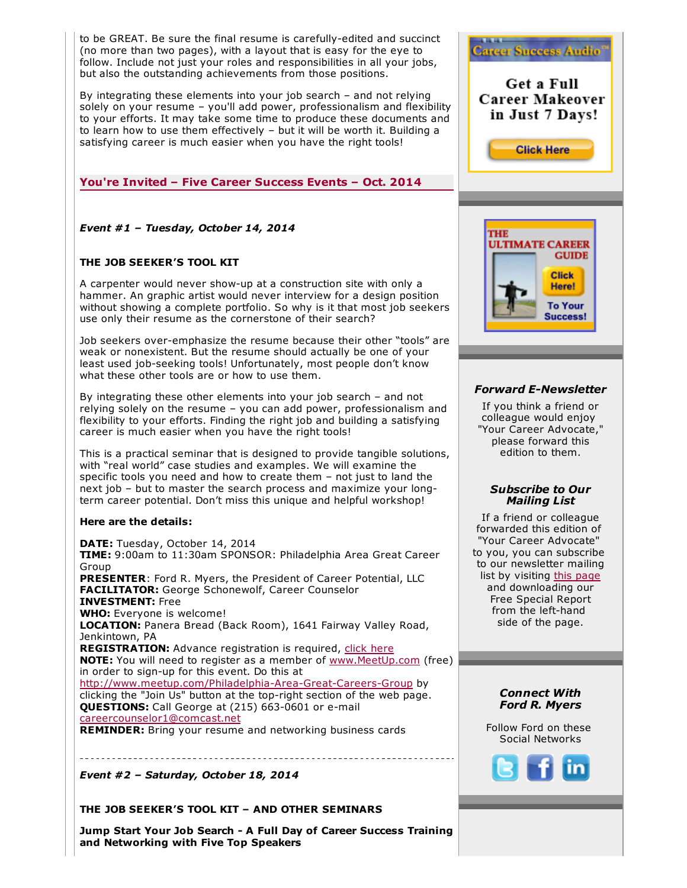to be GREAT. Be sure the final resume is carefully-edited and succinct (no more than two pages), with a layout that is easy for the eye to follow. Include not just your roles and responsibilities in all your jobs, but also the outstanding achievements from those positions.

By integrating these elements into your job search – and not relying solely on your resume – you'll add power, professionalism and flexibility to your efforts. It may take some time to produce these documents and to learn how to use them effectively – but it will be worth it. Building a satisfying career is much easier when you have the right tools!

## You're Invited – Five Career Success Events – Oct. 2014

***Event #1 – Tuesday, October 14, 2014***

**THE JOB SEEKER'S TOOL KIT**

A carpenter would never show-up at a construction site with only a hammer. An graphic artist would never interview for a design position without showing a complete portfolio. So why is it that most job seekers use only their resume as the cornerstone of their search?

Job seekers over-emphasize the resume because their other "tools" are weak or nonexistent. But the resume should actually be one of your least used job-seeking tools! Unfortunately, most people don't know what these other tools are or how to use them.

By integrating these other elements into your job search – and not relying solely on the resume – you can add power, professionalism and flexibility to your efforts. Finding the right job and building a satisfying career is much easier when you have the right tools!

This is a practical seminar that is designed to provide tangible solutions, with "real world" case studies and examples. We will examine the specific tools you need and how to create them – not just to land the next job – but to master the search process and maximize your long-term career potential. Don't miss this unique and helpful workshop!

**Here are the details:**

**DATE:** Tuesday, October 14, 2014
**TIME:** 9:00am to 11:30am **SPONSOR:** Philadelphia Area Great Career Group
**PRESENTER**: Ford R. Myers, the President of Career Potential, LLC
**FACILITATOR:** George Schonewolf, Career Counselor
**INVESTMENT:** Free
**WHO:** Everyone is welcome!
**LOCATION:** Panera Bread (Back Room), 1641 Fairway Valley Road, Jenkintown, PA
**REGISTRATION:** Advance registration is required, click here
**NOTE:** You will need to register as a member of www.MeetUp.com (free) in order to sign-up for this event. Do this at http://www.meetup.com/Philadelphia-Area-Great-Careers-Group by clicking the "Join Us" button at the top-right section of the web page.
**QUESTIONS:** Call George at (215) 663-0601 or e-mail careercounselor1@comcast.net
**REMINDER:** Bring your resume and networking business cards

---

***Event #2 – Saturday, October 18, 2014***

**THE JOB SEEKER'S TOOL KIT – AND OTHER SEMINARS**

**Jump Start Your Job Search - A Full Day of Career Success Training and Networking with Five Top Speakers**

Career Success Audio™

Get a Full Career Makeover in Just 7 Days!

Click Here

THE ULTIMATE CAREER GUIDE

Click Here! To Your Success!

***Forward E-Newsletter***

If you think a friend or colleague would enjoy "Your Career Advocate," please forward this edition to them.

***Subscribe to Our Mailing List***

If a friend or colleague forwarded this edition of "Your Career Advocate" to you, you can subscribe to our newsletter mailing list by visiting this page and downloading our Free Special Report from the left-hand side of the page.

***Connect With Ford R. Myers***

Follow Ford on these Social Networks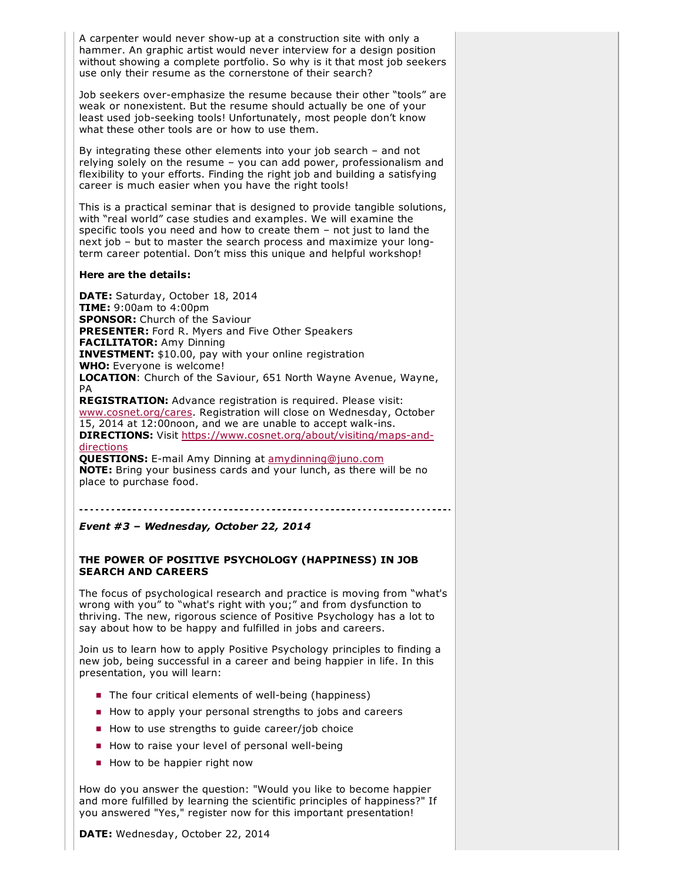A carpenter would never show-up at a construction site with only a hammer. An graphic artist would never interview for a design position without showing a complete portfolio. So why is it that most job seekers use only their resume as the cornerstone of their search?

Job seekers over-emphasize the resume because their other "tools" are weak or nonexistent. But the resume should actually be one of your least used job-seeking tools! Unfortunately, most people don't know what these other tools are or how to use them.

By integrating these other elements into your job search – and not relying solely on the resume – you can add power, professionalism and flexibility to your efforts. Finding the right job and building a satisfying career is much easier when you have the right tools!

This is a practical seminar that is designed to provide tangible solutions, with "real world" case studies and examples. We will examine the specific tools you need and how to create them – not just to land the next job – but to master the search process and maximize your long-term career potential. Don't miss this unique and helpful workshop!

**Here are the details:**

**DATE:** Saturday, October 18, 2014
**TIME:** 9:00am to 4:00pm
**SPONSOR:** Church of the Saviour
**PRESENTER:** Ford R. Myers and Five Other Speakers
**FACILITATOR:** Amy Dinning
**INVESTMENT:** $10.00, pay with your online registration
**WHO:** Everyone is welcome!
**LOCATION**: Church of the Saviour, 651 North Wayne Avenue, Wayne, PA
**REGISTRATION:** Advance registration is required. Please visit: www.cosnet.org/cares. Registration will close on Wednesday, October 15, 2014 at 12:00noon, and we are unable to accept walk-ins.
**DIRECTIONS:** Visit https://www.cosnet.org/about/visiting/maps-and-directions
**QUESTIONS:** E-mail Amy Dinning at amydinning@juno.com
**NOTE:** Bring your business cards and your lunch, as there will be no place to purchase food.

---

***Event #3 – Wednesday, October 22, 2014***

**THE POWER OF POSITIVE PSYCHOLOGY (HAPPINESS) IN JOB SEARCH AND CAREERS**

The focus of psychological research and practice is moving from "what's wrong with you" to "what's right with you;" and from dysfunction to thriving. The new, rigorous science of Positive Psychology has a lot to say about how to be happy and fulfilled in jobs and careers.

Join us to learn how to apply Positive Psychology principles to finding a new job, being successful in a career and being happier in life. In this presentation, you will learn:

- The four critical elements of well-being (happiness)
- How to apply your personal strengths to jobs and careers
- How to use strengths to guide career/job choice
- How to raise your level of personal well-being
- How to be happier right now

How do you answer the question: "Would you like to become happier and more fulfilled by learning the scientific principles of happiness?" If you answered "Yes," register now for this important presentation!

**DATE:** Wednesday, October 22, 2014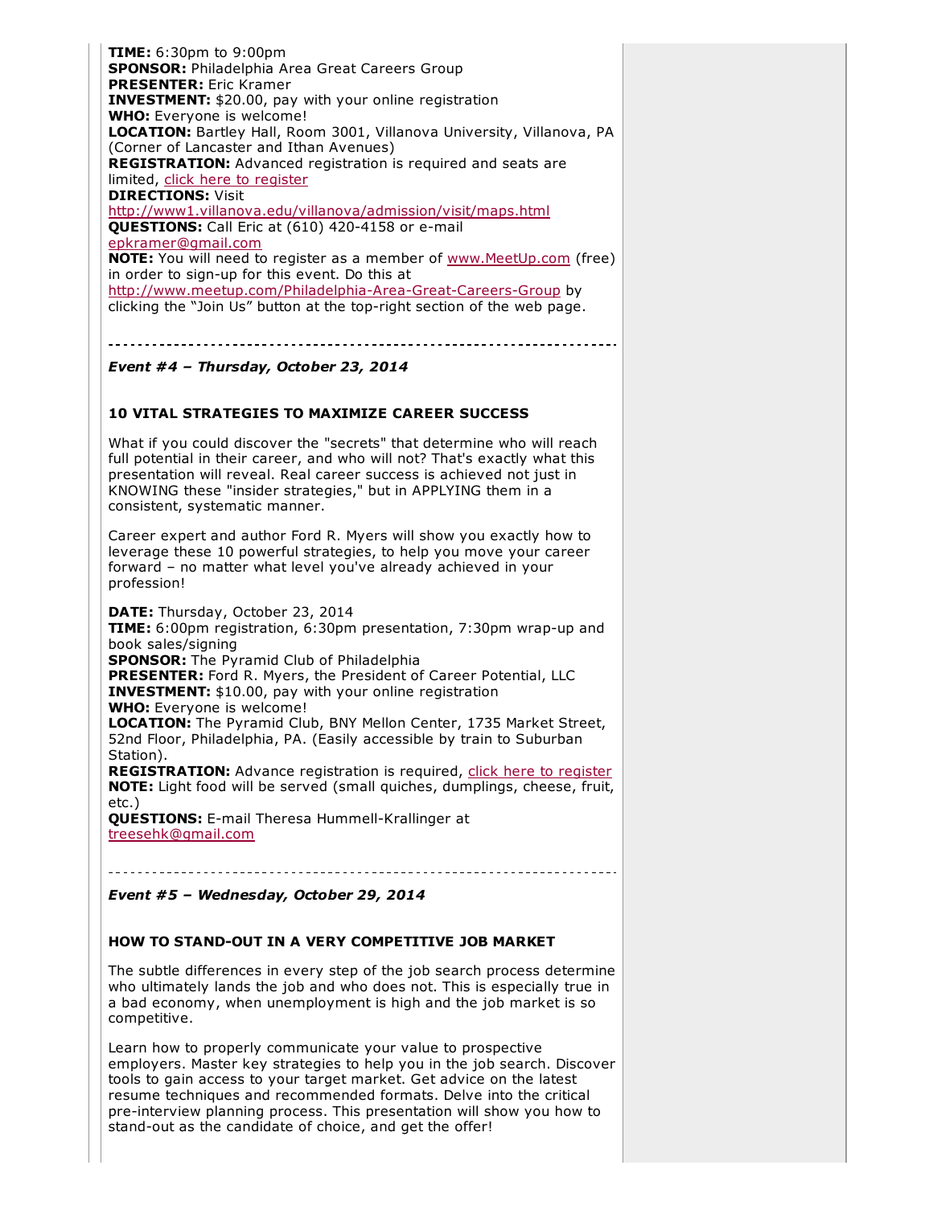**TIME:** 6:30pm to 9:00pm
**SPONSOR:** Philadelphia Area Great Careers Group
**PRESENTER:** Eric Kramer
**INVESTMENT:** $20.00, pay with your online registration
**WHO:** Everyone is welcome!
**LOCATION:** Bartley Hall, Room 3001, Villanova University, Villanova, PA (Corner of Lancaster and Ithan Avenues)
**REGISTRATION:** Advanced registration is required and seats are limited, click here to register
**DIRECTIONS:** Visit http://www1.villanova.edu/villanova/admission/visit/maps.html
**QUESTIONS:** Call Eric at (610) 420-4158 or e-mail epkramer@gmail.com
**NOTE:** You will need to register as a member of www.MeetUp.com (free) in order to sign-up for this event. Do this at http://www.meetup.com/Philadelphia-Area-Great-Careers-Group by clicking the "Join Us" button at the top-right section of the web page.

---

***Event #4 – Thursday, October 23, 2014***

**10 VITAL STRATEGIES TO MAXIMIZE CAREER SUCCESS**

What if you could discover the "secrets" that determine who will reach full potential in their career, and who will not? That's exactly what this presentation will reveal. Real career success is achieved not just in KNOWING these "insider strategies," but in APPLYING them in a consistent, systematic manner.

Career expert and author Ford R. Myers will show you exactly how to leverage these 10 powerful strategies, to help you move your career forward – no matter what level you've already achieved in your profession!

**DATE:** Thursday, October 23, 2014
**TIME:** 6:00pm registration, 6:30pm presentation, 7:30pm wrap-up and book sales/signing
**SPONSOR:** The Pyramid Club of Philadelphia
**PRESENTER:** Ford R. Myers, the President of Career Potential, LLC
**INVESTMENT:** $10.00, pay with your online registration
**WHO:** Everyone is welcome!
**LOCATION:** The Pyramid Club, BNY Mellon Center, 1735 Market Street, 52nd Floor, Philadelphia, PA. (Easily accessible by train to Suburban Station).
**REGISTRATION:** Advance registration is required, click here to register
**NOTE:** Light food will be served (small quiches, dumplings, cheese, fruit, etc.)
**QUESTIONS:** E-mail Theresa Hummell-Krallinger at treesehk@gmail.com

---

***Event #5 – Wednesday, October 29, 2014***

**HOW TO STAND-OUT IN A VERY COMPETITIVE JOB MARKET**

The subtle differences in every step of the job search process determine who ultimately lands the job and who does not. This is especially true in a bad economy, when unemployment is high and the job market is so competitive.

Learn how to properly communicate your value to prospective employers. Master key strategies to help you in the job search. Discover tools to gain access to your target market. Get advice on the latest resume techniques and recommended formats. Delve into the critical pre-interview planning process. This presentation will show you how to stand-out as the candidate of choice, and get the offer!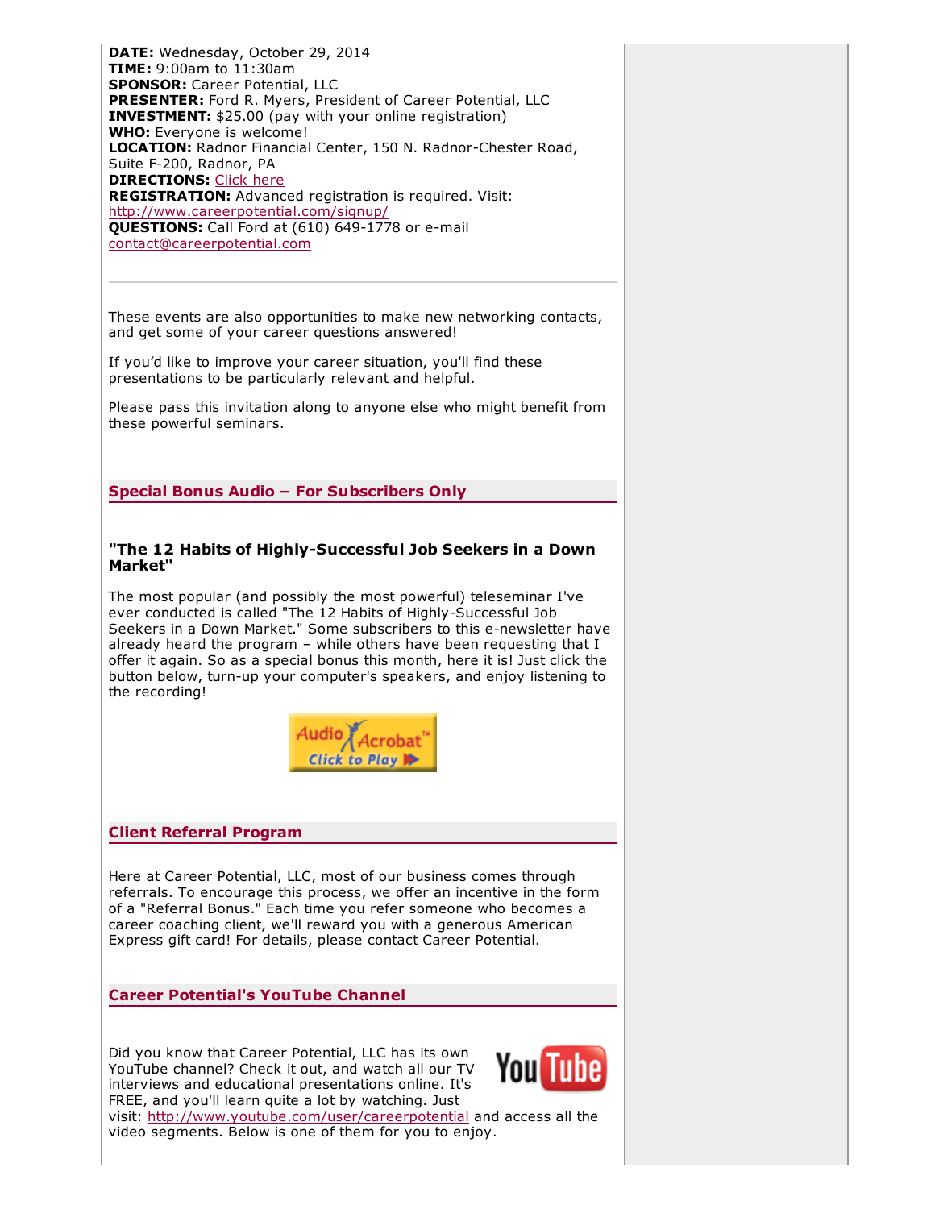**DATE:** Wednesday, October 29, 2014
**TIME:** 9:00am to 11:30am
**SPONSOR:** Career Potential, LLC
**PRESENTER:** Ford R. Myers, President of Career Potential, LLC
**INVESTMENT:** $25.00 (pay with your online registration)
**WHO:** Everyone is welcome!
**LOCATION:** Radnor Financial Center, 150 N. Radnor-Chester Road, Suite F-200, Radnor, PA
**DIRECTIONS:** Click here
**REGISTRATION:** Advanced registration is required. Visit: http://www.careerpotential.com/signup/
**QUESTIONS:** Call Ford at (610) 649-1778 or e-mail contact@careerpotential.com

---

These events are also opportunities to make new networking contacts, and get some of your career questions answered!

If you'd like to improve your career situation, you'll find these presentations to be particularly relevant and helpful.

Please pass this invitation along to anyone else who might benefit from these powerful seminars.

## Special Bonus Audio – For Subscribers Only

### "The 12 Habits of Highly-Successful Job Seekers in a Down Market"

The most popular (and possibly the most powerful) teleseminar I've ever conducted is called "The 12 Habits of Highly-Successful Job Seekers in a Down Market." Some subscribers to this e-newsletter have already heard the program – while others have been requesting that I offer it again. So as a special bonus this month, here it is! Just click the button below, turn-up your computer's speakers, and enjoy listening to the recording!

Audio Acrobat™ Click to Play

## Client Referral Program

Here at Career Potential, LLC, most of our business comes through referrals. To encourage this process, we offer an incentive in the form of a "Referral Bonus." Each time you refer someone who becomes a career coaching client, we'll reward you with a generous American Express gift card! For details, please contact Career Potential.

## Career Potential's YouTube Channel

Did you know that Career Potential, LLC has its own YouTube channel? Check it out, and watch all our TV interviews and educational presentations online. It's FREE, and you'll learn quite a lot by watching. Just visit: http://www.youtube.com/user/careerpotential and access all the video segments. Below is one of them for you to enjoy.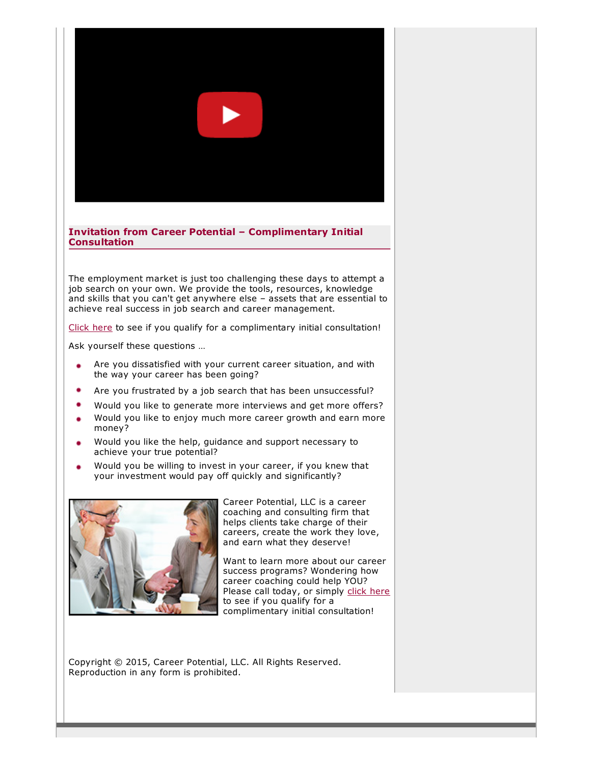## Invitation from Career Potential – Complimentary Initial Consultation

The employment market is just too challenging these days to attempt a job search on your own. We provide the tools, resources, knowledge and skills that you can't get anywhere else – assets that are essential to achieve real success in job search and career management.

Click here to see if you qualify for a complimentary initial consultation!

Ask yourself these questions …

- Are you dissatisfied with your current career situation, and with the way your career has been going?
- Are you frustrated by a job search that has been unsuccessful?
- Would you like to generate more interviews and get more offers?
- Would you like to enjoy much more career growth and earn more money?
- Would you like the help, guidance and support necessary to achieve your true potential?
- Would you be willing to invest in your career, if you knew that your investment would pay off quickly and significantly?

Career Potential, LLC is a career coaching and consulting firm that helps clients take charge of their careers, create the work they love, and earn what they deserve!

Want to learn more about our career success programs? Wondering how career coaching could help YOU? Please call today, or simply click here to see if you qualify for a complimentary initial consultation!

Copyright © 2015, Career Potential, LLC. All Rights Reserved. Reproduction in any form is prohibited.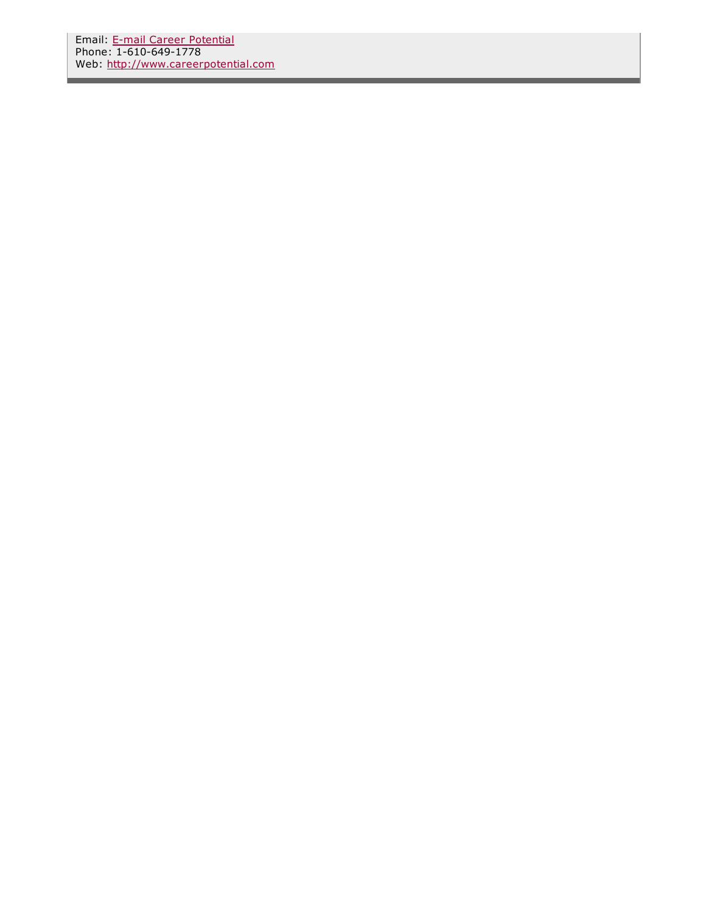Email: [E-mail Career Potential]
Phone: 1-610-649-1778
Web: [http://www.careerpotential.com](http://www.careerpotential.com)